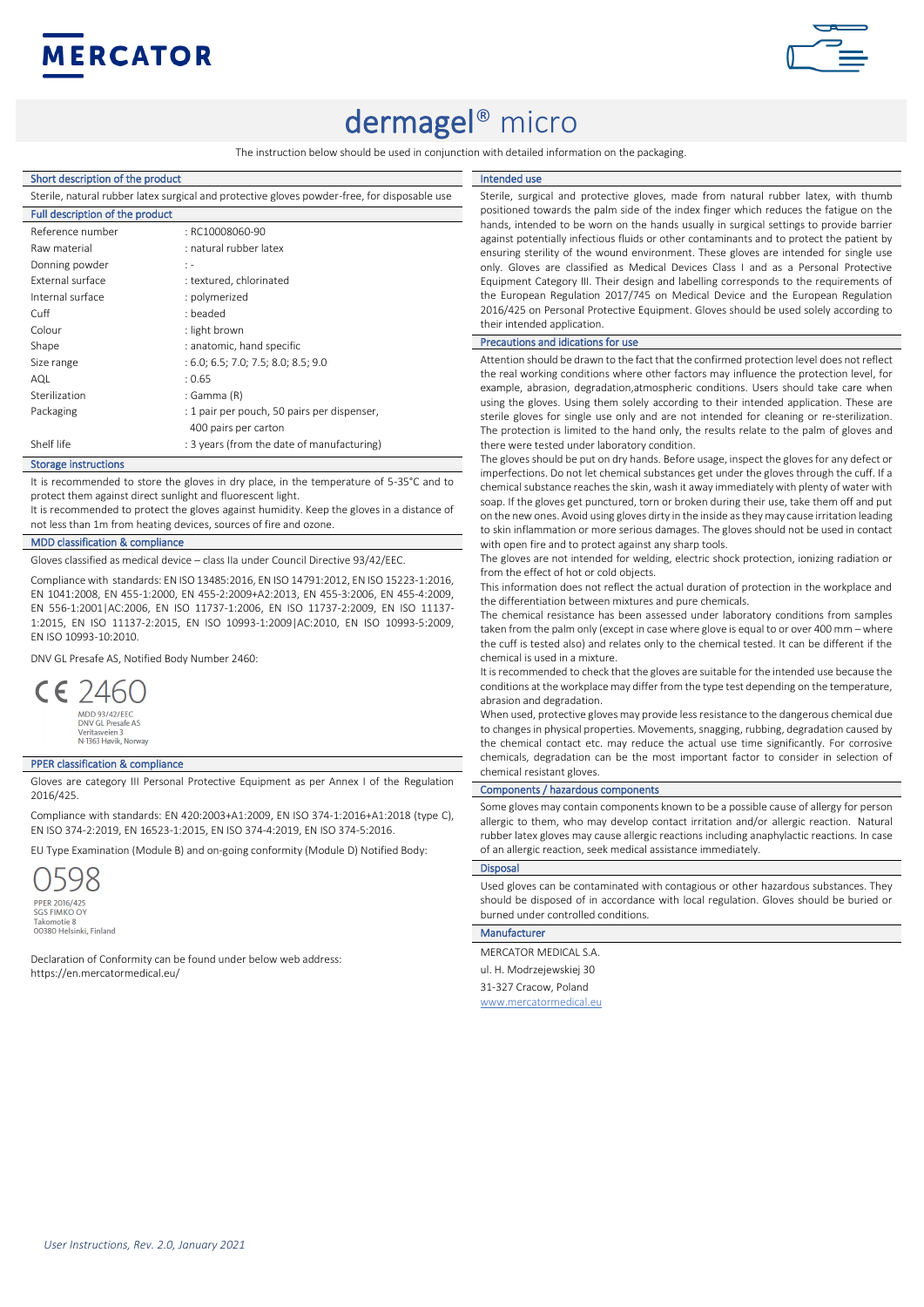MERCATOR

# dermagel® micro

The instruction below should be used in conjunction with detailed information on the packaging.

## Short description of the product

Sterile, natural rubber latex surgical and protective gloves powder-free, for disposable use

## Full description of the product

| | |
|---|---|
| Reference number | : RC10008060-90 |
| Raw material | : natural rubber latex |
| Donning powder | : - |
| External surface | : textured, chlorinated |
| Internal surface | : polymerized |
| Cuff | : beaded |
| Colour | : light brown |
| Shape | : anatomic, hand specific |
| Size range | : 6.0; 6.5; 7.0; 7.5; 8.0; 8.5; 9.0 |
| AQL | : 0.65 |
| Sterilization | : Gamma (R) |
| Packaging | : 1 pair per pouch, 50 pairs per dispenser, 400 pairs per carton |
| Shelf life | : 3 years (from the date of manufacturing) |

## Storage instructions

It is recommended to store the gloves in dry place, in the temperature of 5-35°C and to protect them against direct sunlight and fluorescent light.
It is recommended to protect the gloves against humidity. Keep the gloves in a distance of not less than 1m from heating devices, sources of fire and ozone.

## MDD classification & compliance

Gloves classified as medical device – class IIa under Council Directive 93/42/EEC.

Compliance with standards: EN ISO 13485:2016, EN ISO 14791:2012, EN ISO 15223-1:2016, EN 1041:2008, EN 455-1:2000, EN 455-2:2009+A2:2013, EN 455-3:2006, EN 455-4:2009, EN 556-1:2001|AC:2006, EN ISO 11737-1:2006, EN ISO 11737-2:2009, EN ISO 11137-1:2015, EN ISO 11137-2:2015, EN ISO 10993-1:2009|AC:2010, EN ISO 10993-5:2009, EN ISO 10993-10:2010.

DNV GL Presafe AS, Notified Body Number 2460:

CE 2460
MDD 93/42/EEC
DNV GL Presafe AS
Veritasveien 3
N-1363 Høvik, Norway

## PPER classification & compliance

Gloves are category III Personal Protective Equipment as per Annex I of the Regulation 2016/425.

Compliance with standards: EN 420:2003+A1:2009, EN ISO 374-1:2016+A1:2018 (type C), EN ISO 374-2:2019, EN 16523-1:2015, EN ISO 374-4:2019, EN ISO 374-5:2016.

EU Type Examination (Module B) and on-going conformity (Module D) Notified Body:

0598
PPER 2016/425
SGS FIMKO OY
Takomotie 8
00380 Helsinki, Finland

Declaration of Conformity can be found under below web address:
https://en.mercatormedical.eu/

## Intended use

Sterile, surgical and protective gloves, made from natural rubber latex, with thumb positioned towards the palm side of the index finger which reduces the fatigue on the hands, intended to be worn on the hands usually in surgical settings to provide barrier against potentially infectious fluids or other contaminants and to protect the patient by ensuring sterility of the wound environment. These gloves are intended for single use only. Gloves are classified as Medical Devices Class I and as a Personal Protective Equipment Category III. Their design and labelling corresponds to the requirements of the European Regulation 2017/745 on Medical Device and the European Regulation 2016/425 on Personal Protective Equipment. Gloves should be used solely according to their intended application.

## Precautions and idications for use

Attention should be drawn to the fact that the confirmed protection level does not reflect the real working conditions where other factors may influence the protection level, for example, abrasion, degradation,atmospheric conditions. Users should take care when using the gloves. Using them solely according to their intended application. These are sterile gloves for single use only and are not intended for cleaning or re-sterilization. The protection is limited to the hand only, the results relate to the palm of gloves and there were tested under laboratory condition.

The gloves should be put on dry hands. Before usage, inspect the gloves for any defect or imperfections. Do not let chemical substances get under the gloves through the cuff. If a chemical substance reaches the skin, wash it away immediately with plenty of water with soap. If the gloves get punctured, torn or broken during their use, take them off and put on the new ones. Avoid using gloves dirty in the inside as they may cause irritation leading to skin inflammation or more serious damages. The gloves should not be used in contact with open fire and to protect against any sharp tools.

The gloves are not intended for welding, electric shock protection, ionizing radiation or from the effect of hot or cold objects.

This information does not reflect the actual duration of protection in the workplace and the differentiation between mixtures and pure chemicals.

The chemical resistance has been assessed under laboratory conditions from samples taken from the palm only (except in case where glove is equal to or over 400 mm – where the cuff is tested also) and relates only to the chemical tested. It can be different if the chemical is used in a mixture.

It is recommended to check that the gloves are suitable for the intended use because the conditions at the workplace may differ from the type test depending on the temperature, abrasion and degradation.

When used, protective gloves may provide less resistance to the dangerous chemical due to changes in physical properties. Movements, snagging, rubbing, degradation caused by the chemical contact etc. may reduce the actual use time significantly. For corrosive chemicals, degradation can be the most important factor to consider in selection of chemical resistant gloves.

## Components / hazardous components

Some gloves may contain components known to be a possible cause of allergy for person allergic to them, who may develop contact irritation and/or allergic reaction. Natural rubber latex gloves may cause allergic reactions including anaphylactic reactions. In case of an allergic reaction, seek medical assistance immediately.

## Disposal

Used gloves can be contaminated with contagious or other hazardous substances. They should be disposed of in accordance with local regulation. Gloves should be buried or burned under controlled conditions.

## Manufacturer

MERCATOR MEDICAL S.A.
ul. H. Modrzejewskiej 30
31-327 Cracow, Poland
www.mercatormedical.eu

*User Instructions, Rev. 2.0, January 2021*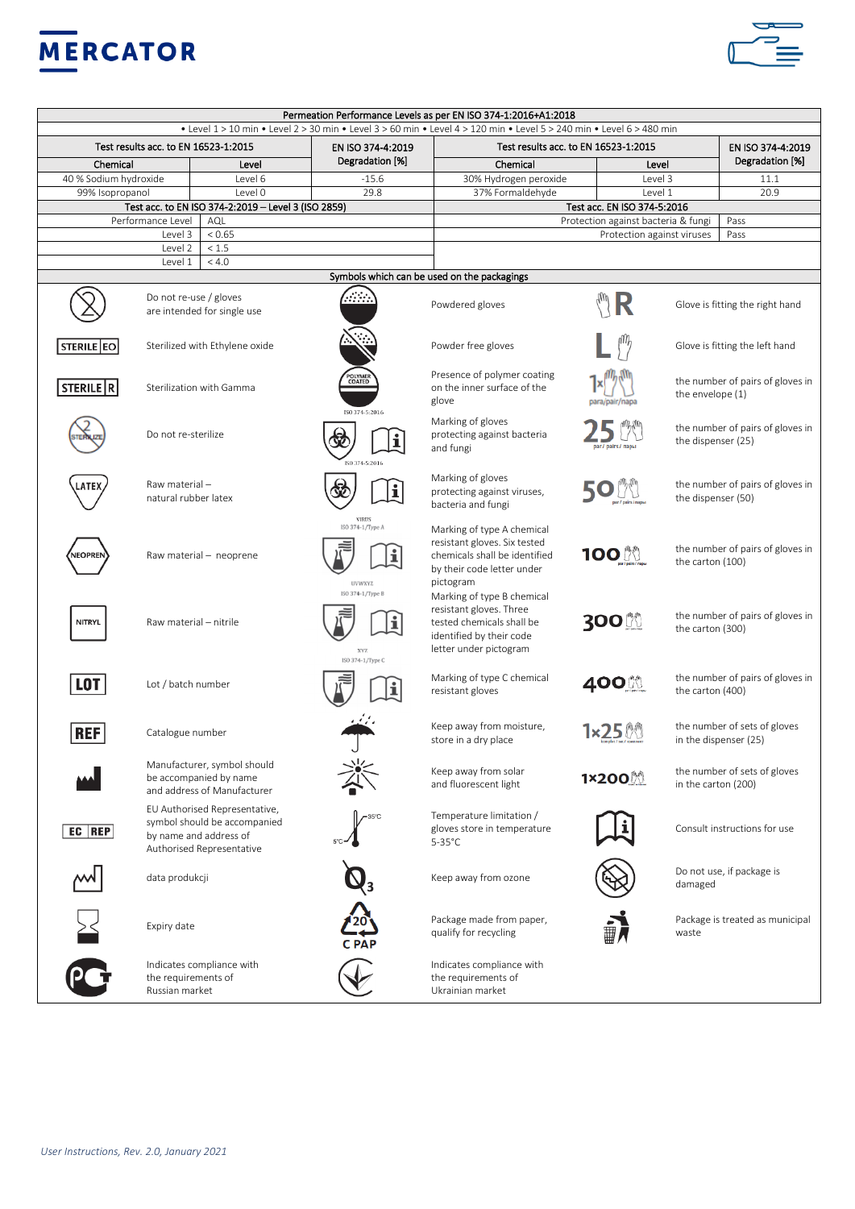**MERCATOR**

| Permeation Performance Levels as per EN ISO 374-1:2016+A1:2018 | | | | | |
|---|---|---|---|---|---|
| • Level 1 > 10 min • Level 2 > 30 min • Level 3 > 60 min • Level 4 > 120 min • Level 5 > 240 min • Level 6 > 480 min | | | | | |
| Test results acc. to EN 16523-1:2015 | | EN ISO 374-4:2019 Degradation [%] | Test results acc. to EN 16523-1:2015 | | EN ISO 374-4:2019 Degradation [%] |
| Chemical | Level | | Chemical | Level | |
| 40 % Sodium hydroxide | Level 6 | -15.6 | 30% Hydrogen peroxide | Level 3 | 11.1 |
| 99% Isopropanol | Level 0 | 29.8 | 37% Formaldehyde | Level 1 | 20.9 |

| Test acc. to EN ISO 374-2:2019 – Level 3 (ISO 2859) | | Test acc. EN ISO 374-5:2016 | |
|---|---|---|---|
| Performance Level | AQL | Protection against bacteria & fungi | Pass |
| Level 3 | < 0.65 | Protection against viruses | Pass |
| Level 2 | < 1.5 | | |
| Level 1 | < 4.0 | | |

**Symbols which can be used on the packagings**

| Symbol | Meaning | Symbol | Meaning | Symbol | Meaning |
|---|---|---|---|---|---|
| | Do not re-use / gloves are intended for single use | | Powdered gloves | R | Glove is fitting the right hand |
| STERILE EO | Sterilized with Ethylene oxide | | Powder free gloves | L | Glove is fitting the left hand |
| STERILE R | Sterilization with Gamma | POLYMER COATED | Presence of polymer coating on the inner surface of the glove | 1× para/pair/napa | the number of pairs of gloves in the envelope (1) |
| STERILIZE | Do not re-sterilize | ISO 374-5:2016 | Marking of gloves protecting against bacteria and fungi | 25 | the number of pairs of gloves in the dispenser (25) |
| LATEX | Raw material – natural rubber latex | VIRUS ISO 374-5:2016 | Marking of gloves protecting against viruses, bacteria and fungi | 50 | the number of pairs of gloves in the dispenser (50) |
| NEOPREN | Raw material – neoprene | UVWXYZ ISO 374-1/Type A | Marking of type A chemical resistant gloves. Six tested chemicals shall be identified by their code letter under pictogram | 100 | the number of pairs of gloves in the carton (100) |
| NITRYL | Raw material – nitrile | XYZ ISO 374-1/Type B | Marking of type B chemical resistant gloves. Three tested chemicals shall be identified by their code letter under pictogram | 300 | the number of pairs of gloves in the carton (300) |
| LOT | Lot / batch number | ISO 374-1/Type C | Marking of type C chemical resistant gloves | 400 | the number of pairs of gloves in the carton (400) |
| REF | Catalogue number | | Keep away from moisture, store in a dry place | 1×25 | the number of sets of gloves in the dispenser (25) |
| | Manufacturer, symbol should be accompanied by name and address of Manufacturer | | Keep away from solar and fluorescent light | 1×200 | the number of sets of gloves in the carton (200) |
| EC REP | EU Authorised Representative, symbol should be accompanied by name and address of Authorised Representative | 5°C–35°C | Temperature limitation / gloves store in temperature 5-35°C | | Consult instructions for use |
| | data produkcji | $O_3$ | Keep away from ozone | | Do not use, if package is damaged |
| | Expiry date | 20 C PAP | Package made from paper, qualify for recycling | | Package is treated as municipal waste |
| | Indicates compliance with the requirements of Russian market | | Indicates compliance with the requirements of Ukrainian market | | |

*User Instructions, Rev. 2.0, January 2021*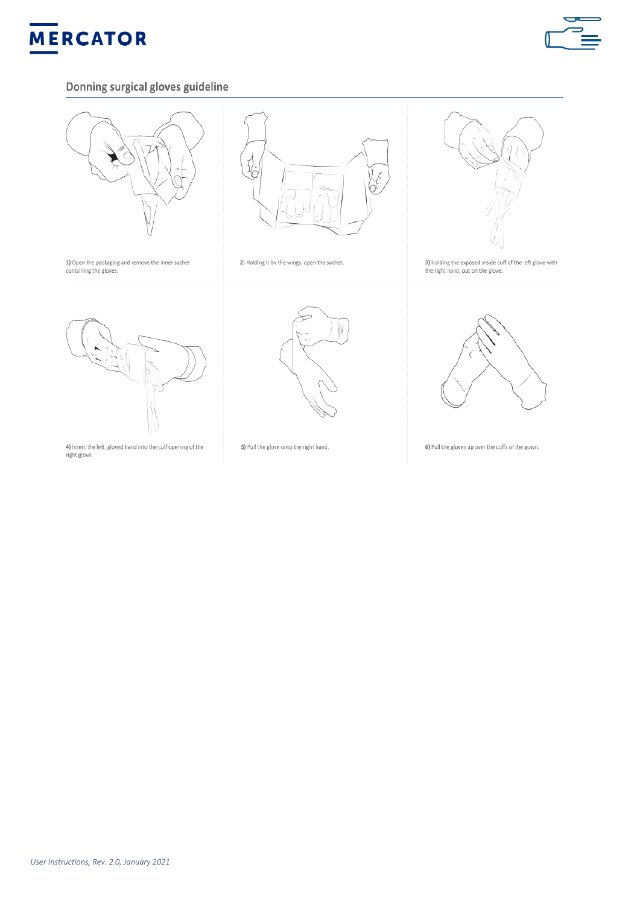## Donning surgical gloves guideline

1) Open the packaging and remove the inner sachet containing the gloves.

2) Holding it by the wings, open the sachet.

3) Holding the exposed inside cuff of the left glove with the right hand, put on the glove.

4) Insert the left, gloved hand into the cuff opening of the right glove.

5) Pull the glove onto the right hand.

6) Pull the gloves up over the cuffs of the gown.